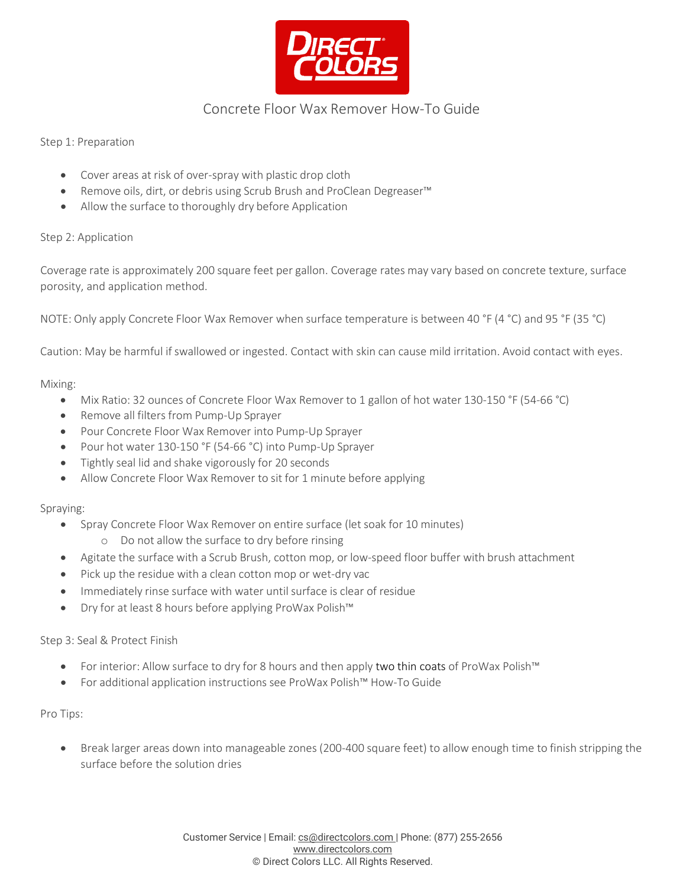# Concrete Floor Wax Remover How-To Guide

## Step 1: Preparation

- Cover areas at risk of over-spray with plastic drop cloth
- Remove oils, dirt, or debris using Scrub Brush and ProClean Degreaser™
- Allow the surface to thoroughly dry before Application

## Step 2: Application

Coverage rate is approximately 200 square feet per gallon. Coverage rates may vary based on concrete texture, surface porosity, and application method.

NOTE: Only apply Concrete Floor Wax Remover when surface temperature is between 40 °F (4 °C) and 95 °F (35 °C)

Caution: May be harmful if swallowed or ingested. Contact with skin can cause mild irritation. Avoid contact with eyes.

### Mixing:

- Mix Ratio: 32 ounces of Concrete Floor Wax Remover to 1 gallon of hot water 130-150 °F (54-66 °C)
- Remove all filters from Pump-Up Sprayer
- Pour Concrete Floor Wax Remover into Pump-Up Sprayer
- Pour hot water 130-150 °F (54-66 °C) into Pump-Up Sprayer
- Tightly seal lid and shake vigorously for 20 seconds
- Allow Concrete Floor Wax Remover to sit for 1 minute before applying

### Spraying:

- Spray Concrete Floor Wax Remover on entire surface (let soak for 10 minutes)
  - Do not allow the surface to dry before rinsing
- Agitate the surface with a Scrub Brush, cotton mop, or low-speed floor buffer with brush attachment
- Pick up the residue with a clean cotton mop or wet-dry vac
- Immediately rinse surface with water until surface is clear of residue
- Dry for at least 8 hours before applying ProWax Polish™

## Step 3: Seal & Protect Finish

- For interior: Allow surface to dry for 8 hours and then apply two thin coats of ProWax Polish™
- For additional application instructions see ProWax Polish™ How-To Guide

## Pro Tips:

- Break larger areas down into manageable zones (200-400 square feet) to allow enough time to finish stripping the surface before the solution dries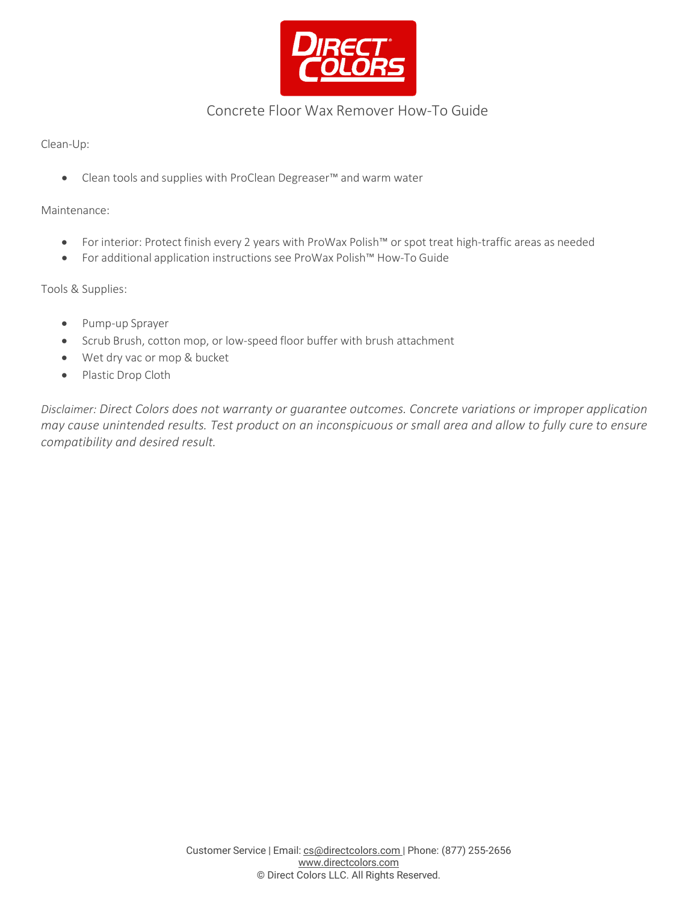# Concrete Floor Wax Remover How-To Guide

Clean-Up:

- Clean tools and supplies with ProClean Degreaser™ and warm water

Maintenance:

- For interior: Protect finish every 2 years with ProWax Polish™ or spot treat high-traffic areas as needed
- For additional application instructions see ProWax Polish™ How-To Guide

Tools & Supplies:

- Pump-up Sprayer
- Scrub Brush, cotton mop, or low-speed floor buffer with brush attachment
- Wet dry vac or mop & bucket
- Plastic Drop Cloth

*Disclaimer: Direct Colors does not warranty or guarantee outcomes. Concrete variations or improper application may cause unintended results. Test product on an inconspicuous or small area and allow to fully cure to ensure compatibility and desired result.*

Customer Service | Email: cs@directcolors.com | Phone: (877) 255-2656
www.directcolors.com
© Direct Colors LLC. All Rights Reserved.